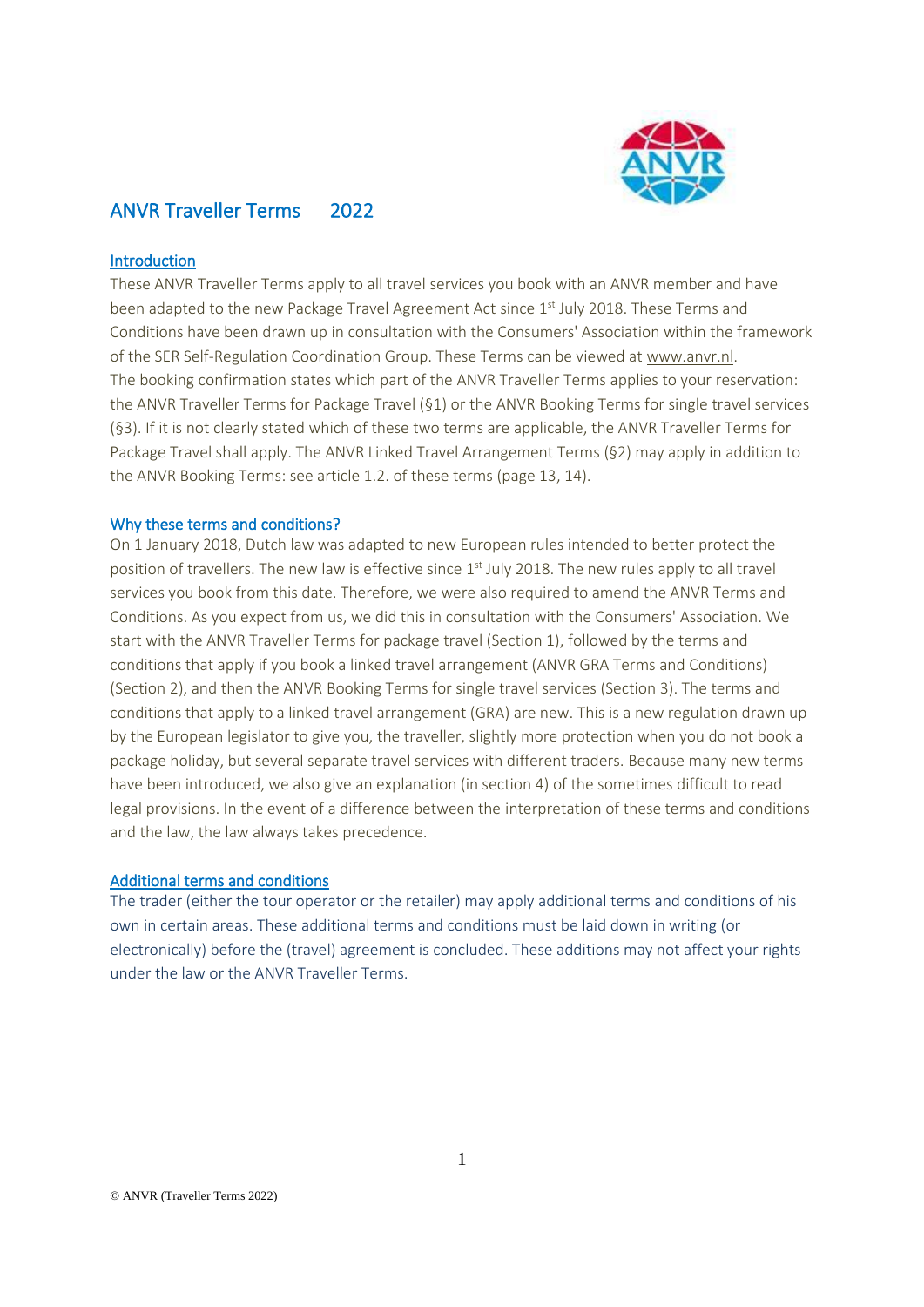# ANVR Traveller Terms 2022

## Introduction

These ANVR Traveller Terms apply to all travel services you book with an ANVR member and have been adapted to the new Package Travel Agreement Act since 1st July 2018. These Terms and Conditions have been drawn up in consultation with the Consumers' Association within the framework of the SER Self-Regulation Coordination Group. These Terms can be viewed at www.anvr.nl.
The booking confirmation states which part of the ANVR Traveller Terms applies to your reservation: the ANVR Traveller Terms for Package Travel (§1) or the ANVR Booking Terms for single travel services (§3). If it is not clearly stated which of these two terms are applicable, the ANVR Traveller Terms for Package Travel shall apply. The ANVR Linked Travel Arrangement Terms (§2) may apply in addition to the ANVR Booking Terms: see article 1.2. of these terms (page 13, 14).

## Why these terms and conditions?

On 1 January 2018, Dutch law was adapted to new European rules intended to better protect the position of travellers. The new law is effective since 1st July 2018. The new rules apply to all travel services you book from this date. Therefore, we were also required to amend the ANVR Terms and Conditions. As you expect from us, we did this in consultation with the Consumers' Association. We start with the ANVR Traveller Terms for package travel (Section 1), followed by the terms and conditions that apply if you book a linked travel arrangement (ANVR GRA Terms and Conditions) (Section 2), and then the ANVR Booking Terms for single travel services (Section 3). The terms and conditions that apply to a linked travel arrangement (GRA) are new. This is a new regulation drawn up by the European legislator to give you, the traveller, slightly more protection when you do not book a package holiday, but several separate travel services with different traders. Because many new terms have been introduced, we also give an explanation (in section 4) of the sometimes difficult to read legal provisions. In the event of a difference between the interpretation of these terms and conditions and the law, the law always takes precedence.

## Additional terms and conditions

The trader (either the tour operator or the retailer) may apply additional terms and conditions of his own in certain areas. These additional terms and conditions must be laid down in writing (or electronically) before the (travel) agreement is concluded. These additions may not affect your rights under the law or the ANVR Traveller Terms.

© ANVR (Traveller Terms 2022)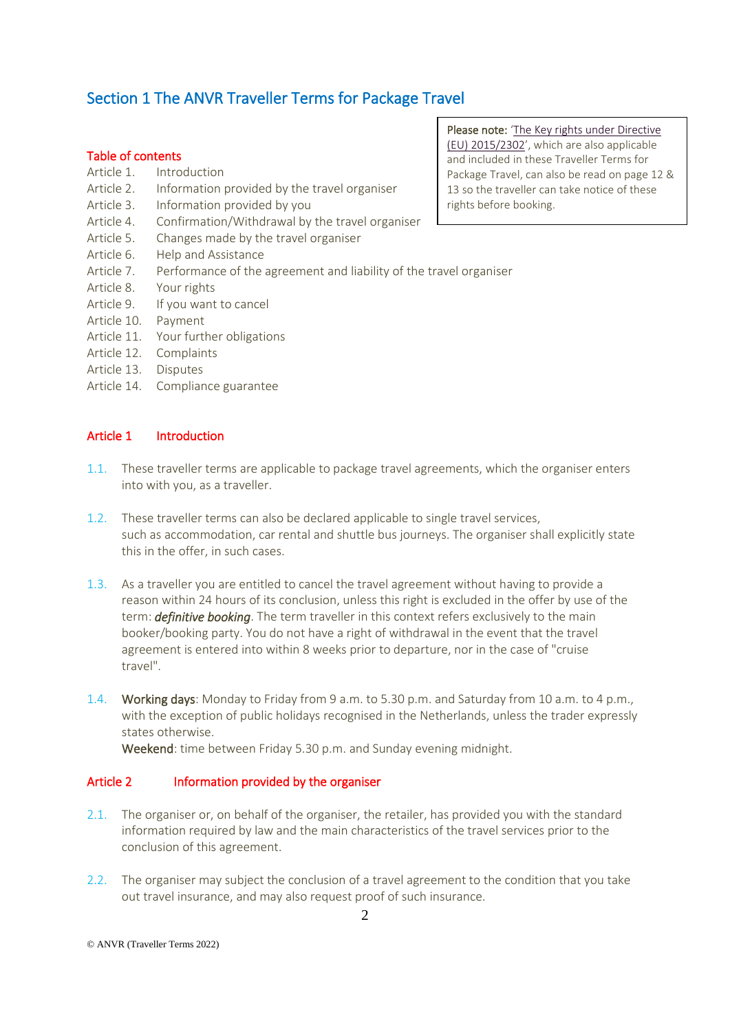# Section 1 The ANVR Traveller Terms for Package Travel

> **Please note:** 'The Key rights under Directive (EU) 2015/2302', which are also applicable and included in these Traveller Terms for Package Travel, can also be read on page 12 & 13 so the traveller can take notice of these rights before booking.

## Table of contents

- Article 1. Introduction
- Article 2. Information provided by the travel organiser
- Article 3. Information provided by you
- Article 4. Confirmation/Withdrawal by the travel organiser
- Article 5. Changes made by the travel organiser
- Article 6. Help and Assistance
- Article 7. Performance of the agreement and liability of the travel organiser
- Article 8. Your rights
- Article 9. If you want to cancel
- Article 10. Payment
- Article 11. Your further obligations
- Article 12. Complaints
- Article 13. Disputes
- Article 14. Compliance guarantee

## Article 1 Introduction

1.1. These traveller terms are applicable to package travel agreements, which the organiser enters into with you, as a traveller.

1.2. These traveller terms can also be declared applicable to single travel services, such as accommodation, car rental and shuttle bus journeys. The organiser shall explicitly state this in the offer, in such cases.

1.3. As a traveller you are entitled to cancel the travel agreement without having to provide a reason within 24 hours of its conclusion, unless this right is excluded in the offer by use of the term: ***definitive booking***. The term traveller in this context refers exclusively to the main booker/booking party. You do not have a right of withdrawal in the event that the travel agreement is entered into within 8 weeks prior to departure, nor in the case of "cruise travel".

1.4. **Working days**: Monday to Friday from 9 a.m. to 5.30 p.m. and Saturday from 10 a.m. to 4 p.m., with the exception of public holidays recognised in the Netherlands, unless the trader expressly states otherwise.
**Weekend**: time between Friday 5.30 p.m. and Sunday evening midnight.

## Article 2 Information provided by the organiser

2.1. The organiser or, on behalf of the organiser, the retailer, has provided you with the standard information required by law and the main characteristics of the travel services prior to the conclusion of this agreement.

2.2. The organiser may subject the conclusion of a travel agreement to the condition that you take out travel insurance, and may also request proof of such insurance.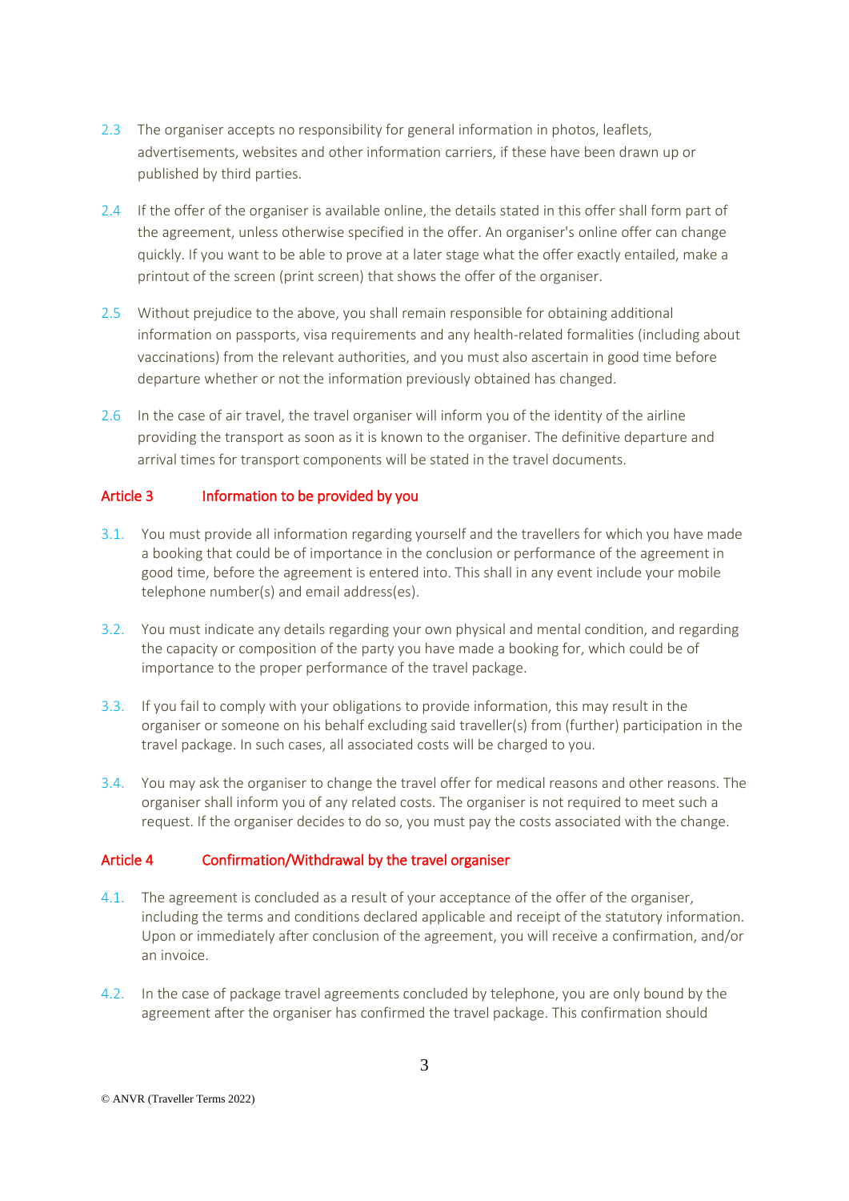2.3 The organiser accepts no responsibility for general information in photos, leaflets, advertisements, websites and other information carriers, if these have been drawn up or published by third parties.

2.4 If the offer of the organiser is available online, the details stated in this offer shall form part of the agreement, unless otherwise specified in the offer. An organiser's online offer can change quickly. If you want to be able to prove at a later stage what the offer exactly entailed, make a printout of the screen (print screen) that shows the offer of the organiser.

2.5 Without prejudice to the above, you shall remain responsible for obtaining additional information on passports, visa requirements and any health-related formalities (including about vaccinations) from the relevant authorities, and you must also ascertain in good time before departure whether or not the information previously obtained has changed.

2.6 In the case of air travel, the travel organiser will inform you of the identity of the airline providing the transport as soon as it is known to the organiser. The definitive departure and arrival times for transport components will be stated in the travel documents.

## Article 3 Information to be provided by you

3.1. You must provide all information regarding yourself and the travellers for which you have made a booking that could be of importance in the conclusion or performance of the agreement in good time, before the agreement is entered into. This shall in any event include your mobile telephone number(s) and email address(es).

3.2. You must indicate any details regarding your own physical and mental condition, and regarding the capacity or composition of the party you have made a booking for, which could be of importance to the proper performance of the travel package.

3.3. If you fail to comply with your obligations to provide information, this may result in the organiser or someone on his behalf excluding said traveller(s) from (further) participation in the travel package. In such cases, all associated costs will be charged to you.

3.4. You may ask the organiser to change the travel offer for medical reasons and other reasons. The organiser shall inform you of any related costs. The organiser is not required to meet such a request. If the organiser decides to do so, you must pay the costs associated with the change.

## Article 4 Confirmation/Withdrawal by the travel organiser

4.1. The agreement is concluded as a result of your acceptance of the offer of the organiser, including the terms and conditions declared applicable and receipt of the statutory information. Upon or immediately after conclusion of the agreement, you will receive a confirmation, and/or an invoice.

4.2. In the case of package travel agreements concluded by telephone, you are only bound by the agreement after the organiser has confirmed the travel package. This confirmation should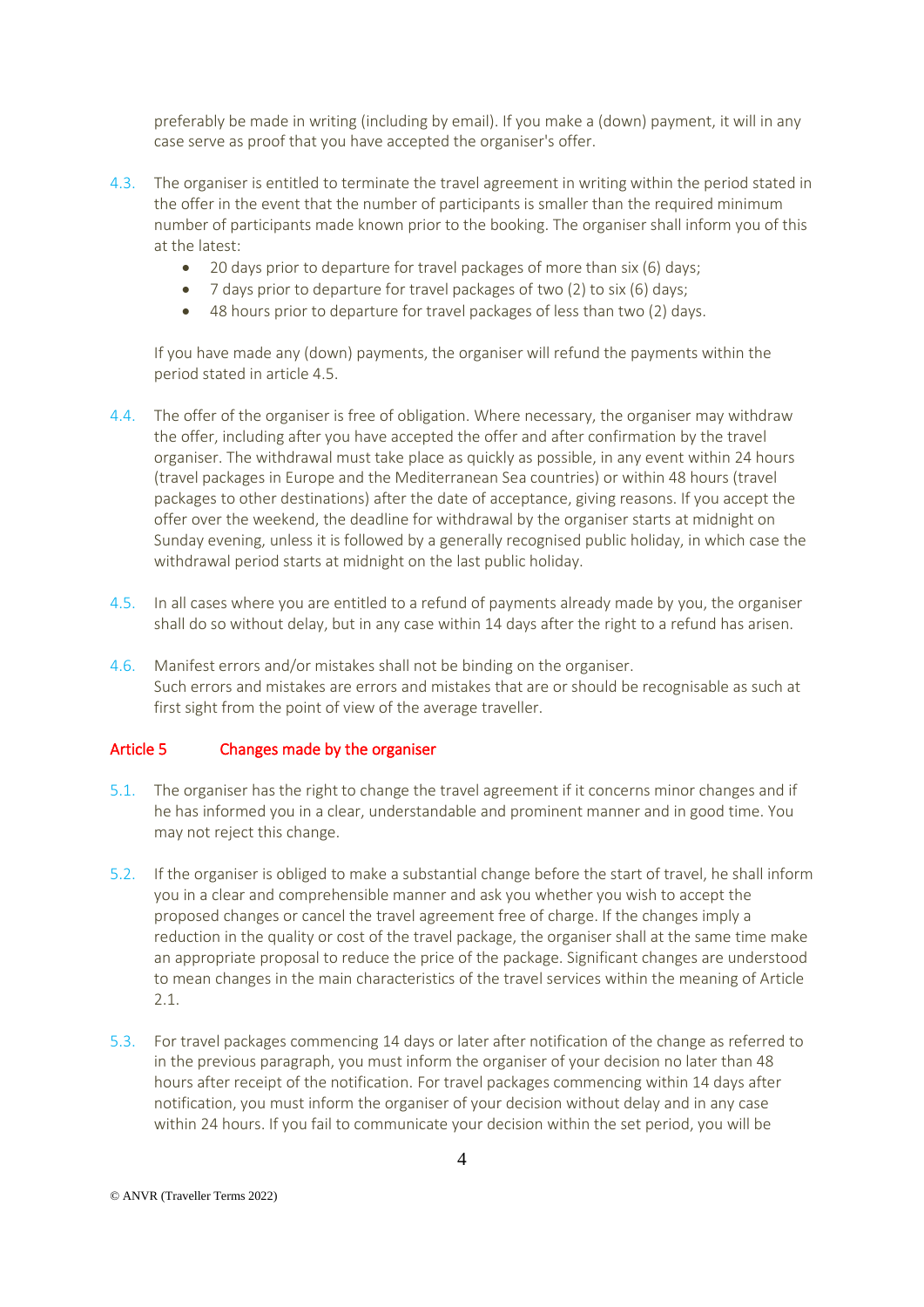preferably be made in writing (including by email). If you make a (down) payment, it will in any case serve as proof that you have accepted the organiser's offer.

4.3. The organiser is entitled to terminate the travel agreement in writing within the period stated in the offer in the event that the number of participants is smaller than the required minimum number of participants made known prior to the booking. The organiser shall inform you of this at the latest:

- 20 days prior to departure for travel packages of more than six (6) days;
- 7 days prior to departure for travel packages of two (2) to six (6) days;
- 48 hours prior to departure for travel packages of less than two (2) days.

If you have made any (down) payments, the organiser will refund the payments within the period stated in article 4.5.

4.4. The offer of the organiser is free of obligation. Where necessary, the organiser may withdraw the offer, including after you have accepted the offer and after confirmation by the travel organiser. The withdrawal must take place as quickly as possible, in any event within 24 hours (travel packages in Europe and the Mediterranean Sea countries) or within 48 hours (travel packages to other destinations) after the date of acceptance, giving reasons. If you accept the offer over the weekend, the deadline for withdrawal by the organiser starts at midnight on Sunday evening, unless it is followed by a generally recognised public holiday, in which case the withdrawal period starts at midnight on the last public holiday.

4.5. In all cases where you are entitled to a refund of payments already made by you, the organiser shall do so without delay, but in any case within 14 days after the right to a refund has arisen.

4.6. Manifest errors and/or mistakes shall not be binding on the organiser.
Such errors and mistakes are errors and mistakes that are or should be recognisable as such at first sight from the point of view of the average traveller.

## Article 5 Changes made by the organiser

5.1. The organiser has the right to change the travel agreement if it concerns minor changes and if he has informed you in a clear, understandable and prominent manner and in good time. You may not reject this change.

5.2. If the organiser is obliged to make a substantial change before the start of travel, he shall inform you in a clear and comprehensible manner and ask you whether you wish to accept the proposed changes or cancel the travel agreement free of charge. If the changes imply a reduction in the quality or cost of the travel package, the organiser shall at the same time make an appropriate proposal to reduce the price of the package. Significant changes are understood to mean changes in the main characteristics of the travel services within the meaning of Article 2.1.

5.3. For travel packages commencing 14 days or later after notification of the change as referred to in the previous paragraph, you must inform the organiser of your decision no later than 48 hours after receipt of the notification. For travel packages commencing within 14 days after notification, you must inform the organiser of your decision without delay and in any case within 24 hours. If you fail to communicate your decision within the set period, you will be

© ANVR (Traveller Terms 2022)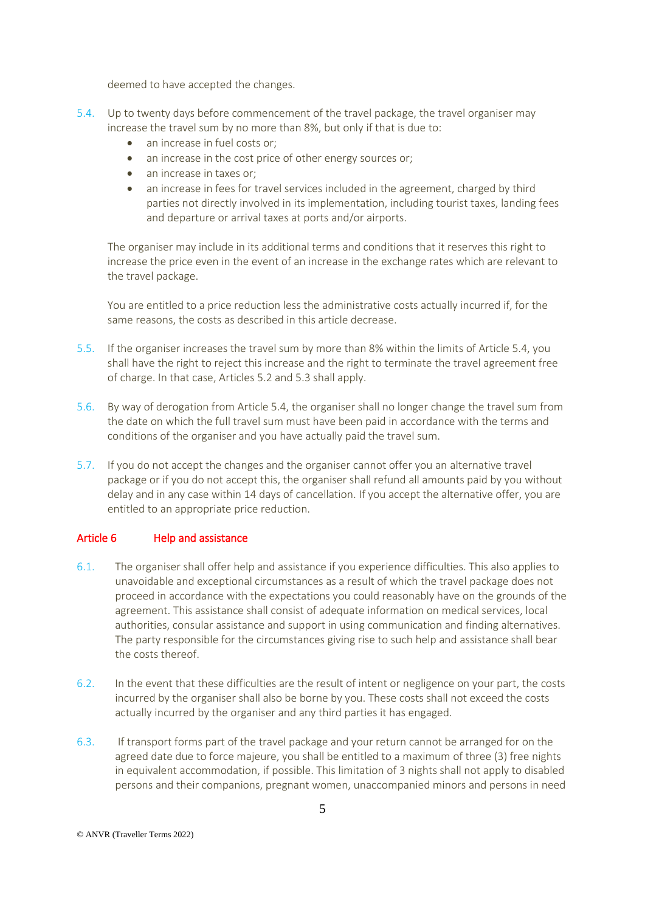deemed to have accepted the changes.

5.4. Up to twenty days before commencement of the travel package, the travel organiser may increase the travel sum by no more than 8%, but only if that is due to:

- an increase in fuel costs or;
- an increase in the cost price of other energy sources or;
- an increase in taxes or;
- an increase in fees for travel services included in the agreement, charged by third parties not directly involved in its implementation, including tourist taxes, landing fees and departure or arrival taxes at ports and/or airports.

The organiser may include in its additional terms and conditions that it reserves this right to increase the price even in the event of an increase in the exchange rates which are relevant to the travel package.

You are entitled to a price reduction less the administrative costs actually incurred if, for the same reasons, the costs as described in this article decrease.

5.5. If the organiser increases the travel sum by more than 8% within the limits of Article 5.4, you shall have the right to reject this increase and the right to terminate the travel agreement free of charge. In that case, Articles 5.2 and 5.3 shall apply.

5.6. By way of derogation from Article 5.4, the organiser shall no longer change the travel sum from the date on which the full travel sum must have been paid in accordance with the terms and conditions of the organiser and you have actually paid the travel sum.

5.7. If you do not accept the changes and the organiser cannot offer you an alternative travel package or if you do not accept this, the organiser shall refund all amounts paid by you without delay and in any case within 14 days of cancellation. If you accept the alternative offer, you are entitled to an appropriate price reduction.

## Article 6 Help and assistance

6.1. The organiser shall offer help and assistance if you experience difficulties. This also applies to unavoidable and exceptional circumstances as a result of which the travel package does not proceed in accordance with the expectations you could reasonably have on the grounds of the agreement. This assistance shall consist of adequate information on medical services, local authorities, consular assistance and support in using communication and finding alternatives. The party responsible for the circumstances giving rise to such help and assistance shall bear the costs thereof.

6.2. In the event that these difficulties are the result of intent or negligence on your part, the costs incurred by the organiser shall also be borne by you. These costs shall not exceed the costs actually incurred by the organiser and any third parties it has engaged.

6.3. If transport forms part of the travel package and your return cannot be arranged for on the agreed date due to force majeure, you shall be entitled to a maximum of three (3) free nights in equivalent accommodation, if possible. This limitation of 3 nights shall not apply to disabled persons and their companions, pregnant women, unaccompanied minors and persons in need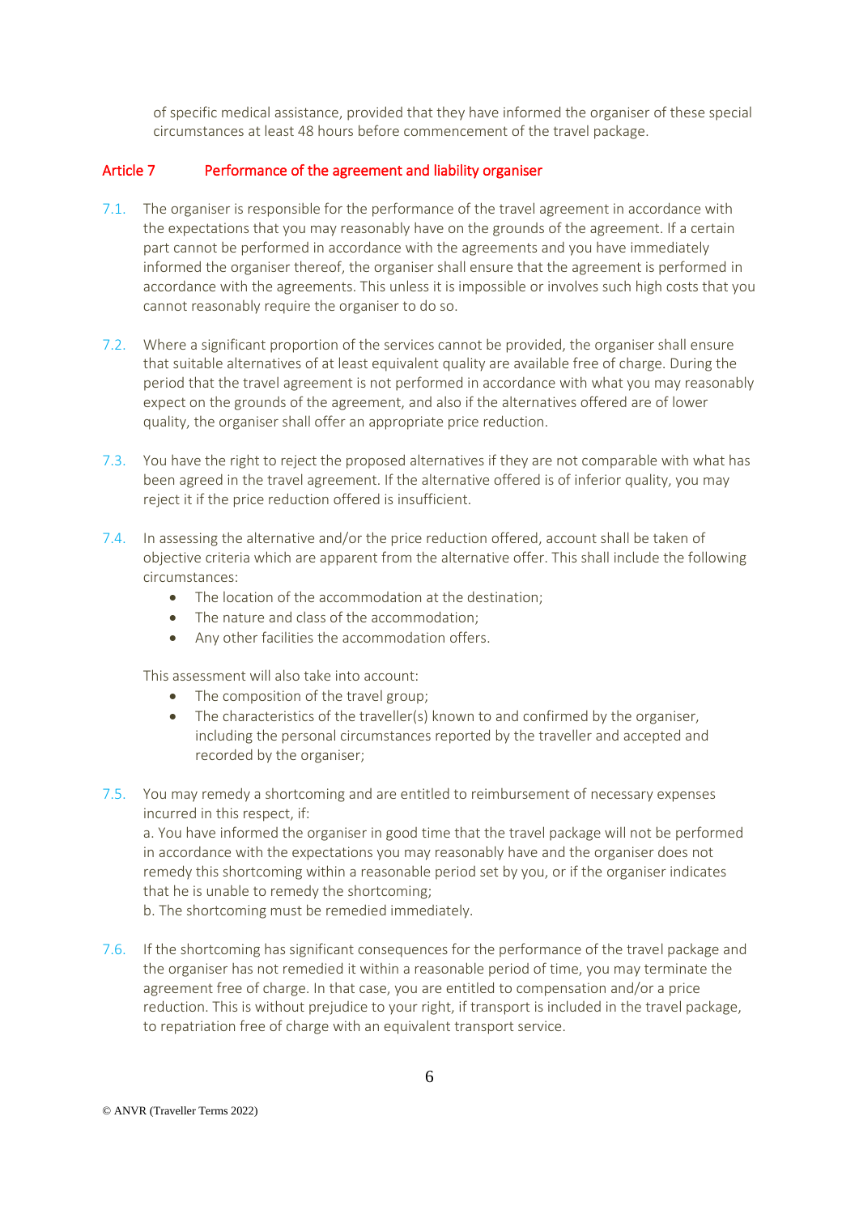of specific medical assistance, provided that they have informed the organiser of these special circumstances at least 48 hours before commencement of the travel package.

## Article 7 Performance of the agreement and liability organiser

7.1. The organiser is responsible for the performance of the travel agreement in accordance with the expectations that you may reasonably have on the grounds of the agreement. If a certain part cannot be performed in accordance with the agreements and you have immediately informed the organiser thereof, the organiser shall ensure that the agreement is performed in accordance with the agreements. This unless it is impossible or involves such high costs that you cannot reasonably require the organiser to do so.

7.2. Where a significant proportion of the services cannot be provided, the organiser shall ensure that suitable alternatives of at least equivalent quality are available free of charge. During the period that the travel agreement is not performed in accordance with what you may reasonably expect on the grounds of the agreement, and also if the alternatives offered are of lower quality, the organiser shall offer an appropriate price reduction.

7.3. You have the right to reject the proposed alternatives if they are not comparable with what has been agreed in the travel agreement. If the alternative offered is of inferior quality, you may reject it if the price reduction offered is insufficient.

7.4. In assessing the alternative and/or the price reduction offered, account shall be taken of objective criteria which are apparent from the alternative offer. This shall include the following circumstances:

- The location of the accommodation at the destination;
- The nature and class of the accommodation;
- Any other facilities the accommodation offers.

This assessment will also take into account:

- The composition of the travel group;
- The characteristics of the traveller(s) known to and confirmed by the organiser, including the personal circumstances reported by the traveller and accepted and recorded by the organiser;

7.5. You may remedy a shortcoming and are entitled to reimbursement of necessary expenses incurred in this respect, if:
a. You have informed the organiser in good time that the travel package will not be performed in accordance with the expectations you may reasonably have and the organiser does not remedy this shortcoming within a reasonable period set by you, or if the organiser indicates that he is unable to remedy the shortcoming;
b. The shortcoming must be remedied immediately.

7.6. If the shortcoming has significant consequences for the performance of the travel package and the organiser has not remedied it within a reasonable period of time, you may terminate the agreement free of charge. In that case, you are entitled to compensation and/or a price reduction. This is without prejudice to your right, if transport is included in the travel package, to repatriation free of charge with an equivalent transport service.

© ANVR (Traveller Terms 2022)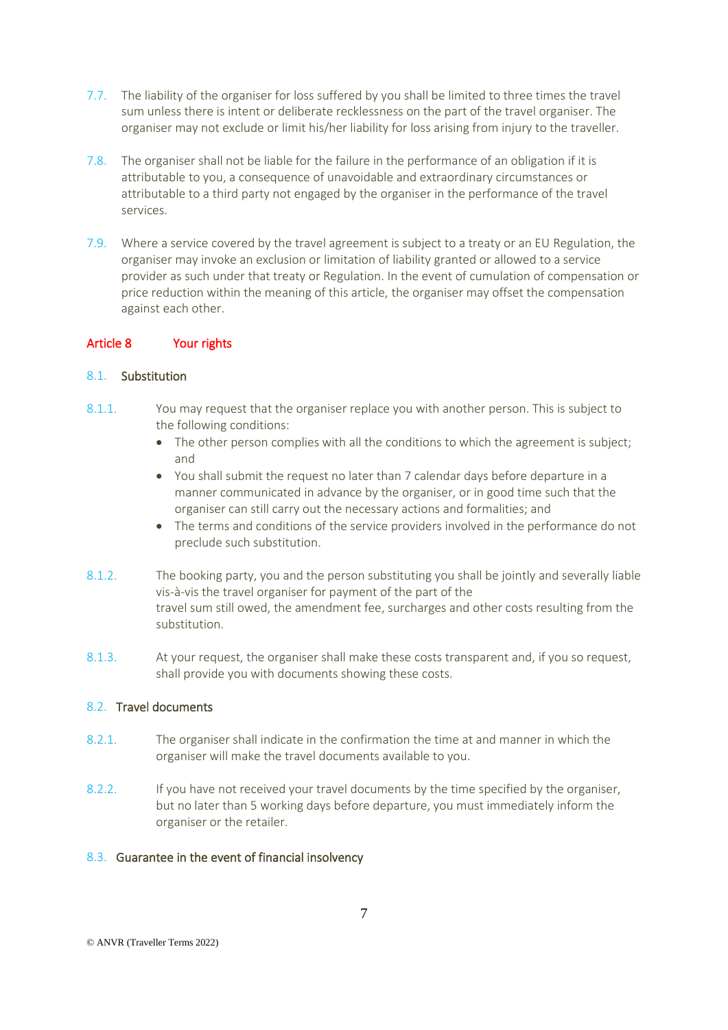7.7. The liability of the organiser for loss suffered by you shall be limited to three times the travel sum unless there is intent or deliberate recklessness on the part of the travel organiser. The organiser may not exclude or limit his/her liability for loss arising from injury to the traveller.

7.8. The organiser shall not be liable for the failure in the performance of an obligation if it is attributable to you, a consequence of unavoidable and extraordinary circumstances or attributable to a third party not engaged by the organiser in the performance of the travel services.

7.9. Where a service covered by the travel agreement is subject to a treaty or an EU Regulation, the organiser may invoke an exclusion or limitation of liability granted or allowed to a service provider as such under that treaty or Regulation. In the event of cumulation of compensation or price reduction within the meaning of this article, the organiser may offset the compensation against each other.

## Article 8 Your rights

### 8.1. Substitution

8.1.1. You may request that the organiser replace you with another person. This is subject to the following conditions:

- The other person complies with all the conditions to which the agreement is subject; and
- You shall submit the request no later than 7 calendar days before departure in a manner communicated in advance by the organiser, or in good time such that the organiser can still carry out the necessary actions and formalities; and
- The terms and conditions of the service providers involved in the performance do not preclude such substitution.

8.1.2. The booking party, you and the person substituting you shall be jointly and severally liable vis-à-vis the travel organiser for payment of the part of the travel sum still owed, the amendment fee, surcharges and other costs resulting from the substitution.

8.1.3. At your request, the organiser shall make these costs transparent and, if you so request, shall provide you with documents showing these costs.

### 8.2. Travel documents

8.2.1. The organiser shall indicate in the confirmation the time at and manner in which the organiser will make the travel documents available to you.

8.2.2. If you have not received your travel documents by the time specified by the organiser, but no later than 5 working days before departure, you must immediately inform the organiser or the retailer.

### 8.3. Guarantee in the event of financial insolvency

© ANVR (Traveller Terms 2022)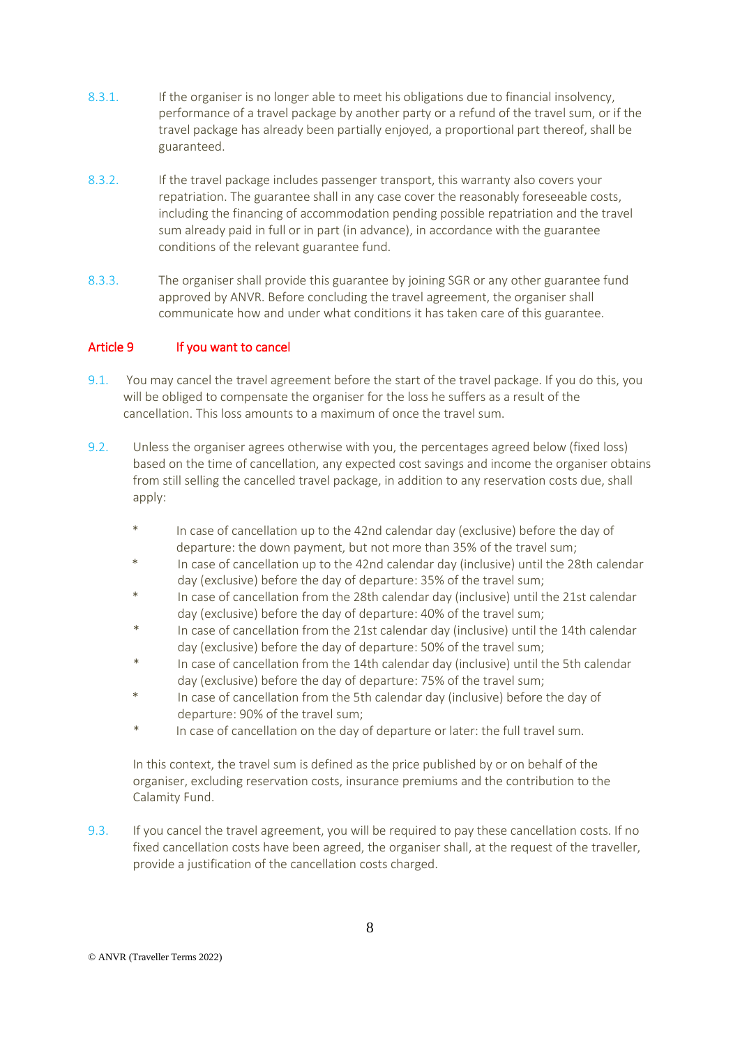8.3.1. If the organiser is no longer able to meet his obligations due to financial insolvency, performance of a travel package by another party or a refund of the travel sum, or if the travel package has already been partially enjoyed, a proportional part thereof, shall be guaranteed.

8.3.2. If the travel package includes passenger transport, this warranty also covers your repatriation. The guarantee shall in any case cover the reasonably foreseeable costs, including the financing of accommodation pending possible repatriation and the travel sum already paid in full or in part (in advance), in accordance with the guarantee conditions of the relevant guarantee fund.

8.3.3. The organiser shall provide this guarantee by joining SGR or any other guarantee fund approved by ANVR. Before concluding the travel agreement, the organiser shall communicate how and under what conditions it has taken care of this guarantee.

## Article 9 If you want to cancel

9.1. You may cancel the travel agreement before the start of the travel package. If you do this, you will be obliged to compensate the organiser for the loss he suffers as a result of the cancellation. This loss amounts to a maximum of once the travel sum.

9.2. Unless the organiser agrees otherwise with you, the percentages agreed below (fixed loss) based on the time of cancellation, any expected cost savings and income the organiser obtains from still selling the cancelled travel package, in addition to any reservation costs due, shall apply:

* In case of cancellation up to the 42nd calendar day (exclusive) before the day of departure: the down payment, but not more than 35% of the travel sum;
* In case of cancellation up to the 42nd calendar day (inclusive) until the 28th calendar day (exclusive) before the day of departure: 35% of the travel sum;
* In case of cancellation from the 28th calendar day (inclusive) until the 21st calendar day (exclusive) before the day of departure: 40% of the travel sum;
* In case of cancellation from the 21st calendar day (inclusive) until the 14th calendar day (exclusive) before the day of departure: 50% of the travel sum;
* In case of cancellation from the 14th calendar day (inclusive) until the 5th calendar day (exclusive) before the day of departure: 75% of the travel sum;
* In case of cancellation from the 5th calendar day (inclusive) before the day of departure: 90% of the travel sum;
* In case of cancellation on the day of departure or later: the full travel sum.

In this context, the travel sum is defined as the price published by or on behalf of the organiser, excluding reservation costs, insurance premiums and the contribution to the Calamity Fund.

9.3. If you cancel the travel agreement, you will be required to pay these cancellation costs. If no fixed cancellation costs have been agreed, the organiser shall, at the request of the traveller, provide a justification of the cancellation costs charged.

© ANVR (Traveller Terms 2022)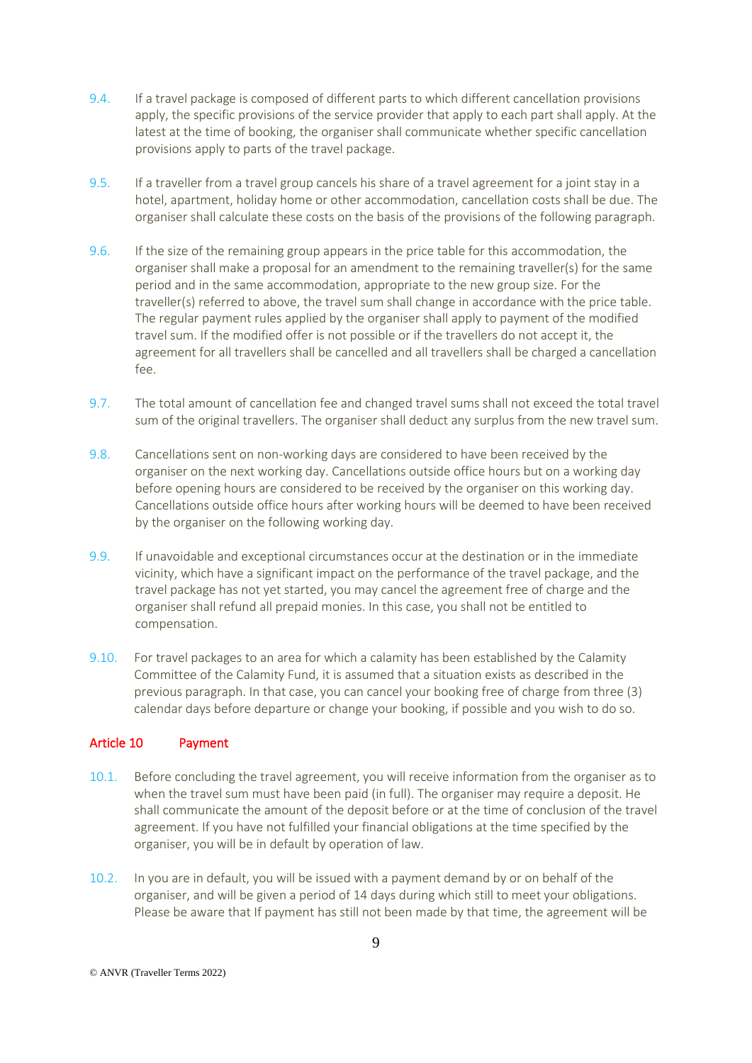9.4. If a travel package is composed of different parts to which different cancellation provisions apply, the specific provisions of the service provider that apply to each part shall apply. At the latest at the time of booking, the organiser shall communicate whether specific cancellation provisions apply to parts of the travel package.

9.5. If a traveller from a travel group cancels his share of a travel agreement for a joint stay in a hotel, apartment, holiday home or other accommodation, cancellation costs shall be due. The organiser shall calculate these costs on the basis of the provisions of the following paragraph.

9.6. If the size of the remaining group appears in the price table for this accommodation, the organiser shall make a proposal for an amendment to the remaining traveller(s) for the same period and in the same accommodation, appropriate to the new group size. For the traveller(s) referred to above, the travel sum shall change in accordance with the price table. The regular payment rules applied by the organiser shall apply to payment of the modified travel sum. If the modified offer is not possible or if the travellers do not accept it, the agreement for all travellers shall be cancelled and all travellers shall be charged a cancellation fee.

9.7. The total amount of cancellation fee and changed travel sums shall not exceed the total travel sum of the original travellers. The organiser shall deduct any surplus from the new travel sum.

9.8. Cancellations sent on non-working days are considered to have been received by the organiser on the next working day. Cancellations outside office hours but on a working day before opening hours are considered to be received by the organiser on this working day. Cancellations outside office hours after working hours will be deemed to have been received by the organiser on the following working day.

9.9. If unavoidable and exceptional circumstances occur at the destination or in the immediate vicinity, which have a significant impact on the performance of the travel package, and the travel package has not yet started, you may cancel the agreement free of charge and the organiser shall refund all prepaid monies. In this case, you shall not be entitled to compensation.

9.10. For travel packages to an area for which a calamity has been established by the Calamity Committee of the Calamity Fund, it is assumed that a situation exists as described in the previous paragraph. In that case, you can cancel your booking free of charge from three (3) calendar days before departure or change your booking, if possible and you wish to do so.

## Article 10 Payment

10.1. Before concluding the travel agreement, you will receive information from the organiser as to when the travel sum must have been paid (in full). The organiser may require a deposit. He shall communicate the amount of the deposit before or at the time of conclusion of the travel agreement. If you have not fulfilled your financial obligations at the time specified by the organiser, you will be in default by operation of law.

10.2. In you are in default, you will be issued with a payment demand by or on behalf of the organiser, and will be given a period of 14 days during which still to meet your obligations. Please be aware that If payment has still not been made by that time, the agreement will be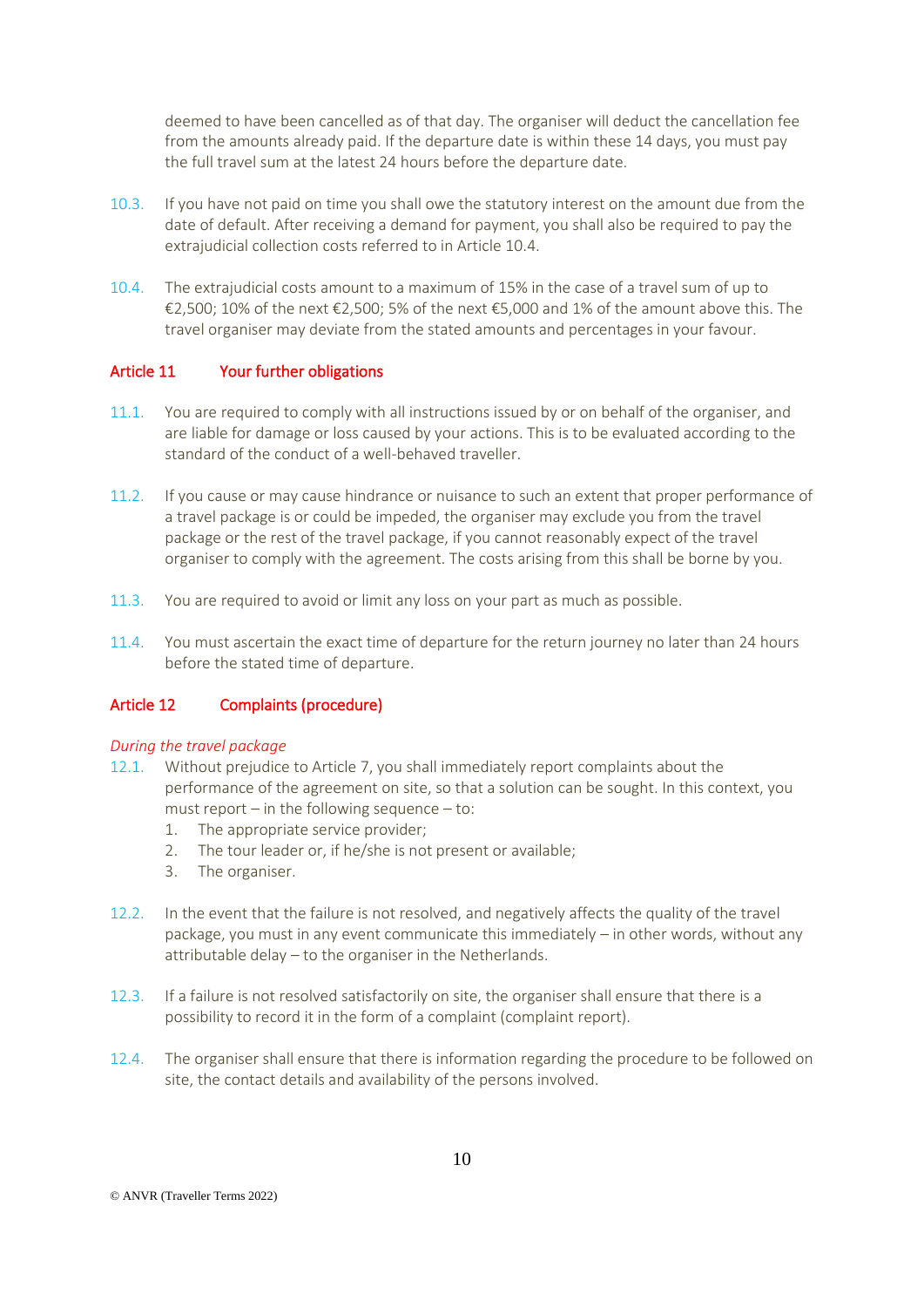deemed to have been cancelled as of that day. The organiser will deduct the cancellation fee from the amounts already paid. If the departure date is within these 14 days, you must pay the full travel sum at the latest 24 hours before the departure date.

10.3. If you have not paid on time you shall owe the statutory interest on the amount due from the date of default. After receiving a demand for payment, you shall also be required to pay the extrajudicial collection costs referred to in Article 10.4.

10.4. The extrajudicial costs amount to a maximum of 15% in the case of a travel sum of up to €2,500; 10% of the next €2,500; 5% of the next €5,000 and 1% of the amount above this. The travel organiser may deviate from the stated amounts and percentages in your favour.

## Article 11 Your further obligations

11.1. You are required to comply with all instructions issued by or on behalf of the organiser, and are liable for damage or loss caused by your actions. This is to be evaluated according to the standard of the conduct of a well-behaved traveller.

11.2. If you cause or may cause hindrance or nuisance to such an extent that proper performance of a travel package is or could be impeded, the organiser may exclude you from the travel package or the rest of the travel package, if you cannot reasonably expect of the travel organiser to comply with the agreement. The costs arising from this shall be borne by you.

11.3. You are required to avoid or limit any loss on your part as much as possible.

11.4. You must ascertain the exact time of departure for the return journey no later than 24 hours before the stated time of departure.

## Article 12 Complaints (procedure)

*During the travel package*

12.1. Without prejudice to Article 7, you shall immediately report complaints about the performance of the agreement on site, so that a solution can be sought. In this context, you must report – in the following sequence – to:

1. The appropriate service provider;
2. The tour leader or, if he/she is not present or available;
3. The organiser.

12.2. In the event that the failure is not resolved, and negatively affects the quality of the travel package, you must in any event communicate this immediately – in other words, without any attributable delay – to the organiser in the Netherlands.

12.3. If a failure is not resolved satisfactorily on site, the organiser shall ensure that there is a possibility to record it in the form of a complaint (complaint report).

12.4. The organiser shall ensure that there is information regarding the procedure to be followed on site, the contact details and availability of the persons involved.

© ANVR (Traveller Terms 2022)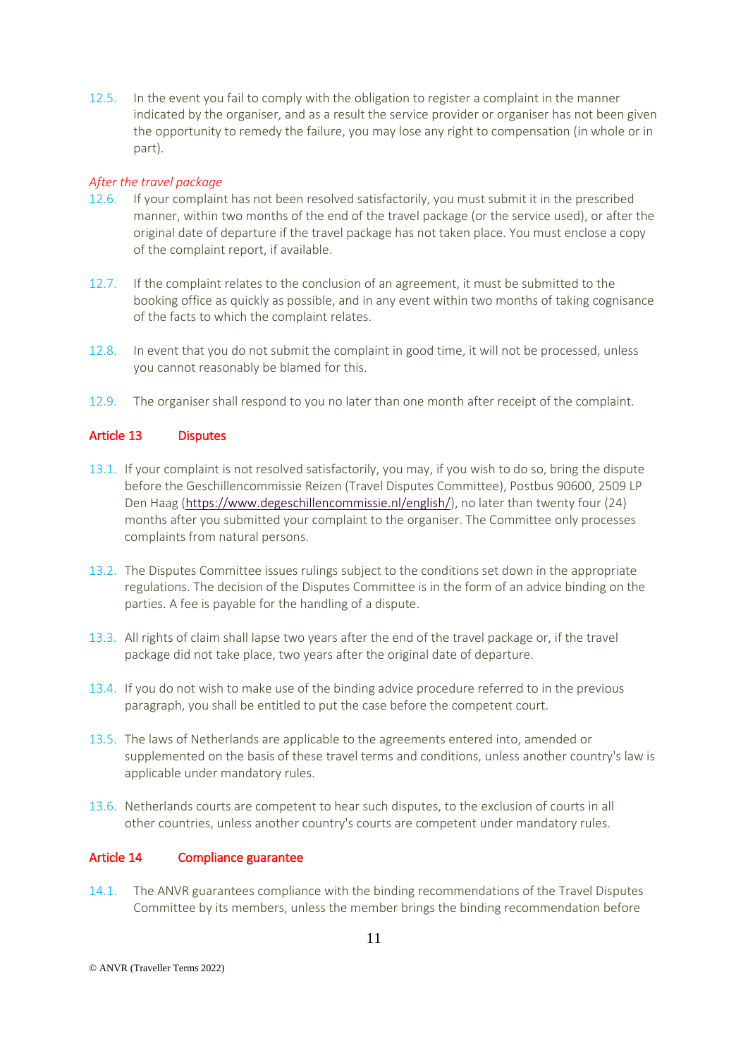12.5. In the event you fail to comply with the obligation to register a complaint in the manner indicated by the organiser, and as a result the service provider or organiser has not been given the opportunity to remedy the failure, you may lose any right to compensation (in whole or in part).

*After the travel package*

12.6. If your complaint has not been resolved satisfactorily, you must submit it in the prescribed manner, within two months of the end of the travel package (or the service used), or after the original date of departure if the travel package has not taken place. You must enclose a copy of the complaint report, if available.

12.7. If the complaint relates to the conclusion of an agreement, it must be submitted to the booking office as quickly as possible, and in any event within two months of taking cognisance of the facts to which the complaint relates.

12.8. In event that you do not submit the complaint in good time, it will not be processed, unless you cannot reasonably be blamed for this.

12.9. The organiser shall respond to you no later than one month after receipt of the complaint.

## Article 13 Disputes

13.1. If your complaint is not resolved satisfactorily, you may, if you wish to do so, bring the dispute before the Geschillencommissie Reizen (Travel Disputes Committee), Postbus 90600, 2509 LP Den Haag (https://www.degeschillencommissie.nl/english/), no later than twenty four (24) months after you submitted your complaint to the organiser. The Committee only processes complaints from natural persons.

13.2. The Disputes Committee issues rulings subject to the conditions set down in the appropriate regulations. The decision of the Disputes Committee is in the form of an advice binding on the parties. A fee is payable for the handling of a dispute.

13.3. All rights of claim shall lapse two years after the end of the travel package or, if the travel package did not take place, two years after the original date of departure.

13.4. If you do not wish to make use of the binding advice procedure referred to in the previous paragraph, you shall be entitled to put the case before the competent court.

13.5. The laws of Netherlands are applicable to the agreements entered into, amended or supplemented on the basis of these travel terms and conditions, unless another country's law is applicable under mandatory rules.

13.6. Netherlands courts are competent to hear such disputes, to the exclusion of courts in all other countries, unless another country's courts are competent under mandatory rules.

## Article 14 Compliance guarantee

14.1. The ANVR guarantees compliance with the binding recommendations of the Travel Disputes Committee by its members, unless the member brings the binding recommendation before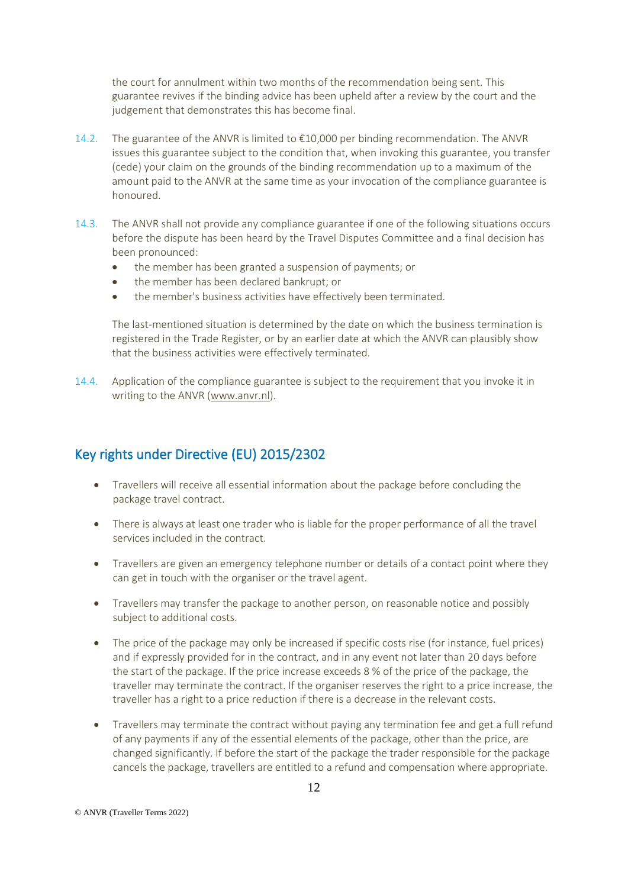the court for annulment within two months of the recommendation being sent. This guarantee revives if the binding advice has been upheld after a review by the court and the judgement that demonstrates this has become final.

14.2. The guarantee of the ANVR is limited to €10,000 per binding recommendation. The ANVR issues this guarantee subject to the condition that, when invoking this guarantee, you transfer (cede) your claim on the grounds of the binding recommendation up to a maximum of the amount paid to the ANVR at the same time as your invocation of the compliance guarantee is honoured.

14.3. The ANVR shall not provide any compliance guarantee if one of the following situations occurs before the dispute has been heard by the Travel Disputes Committee and a final decision has been pronounced:

- the member has been granted a suspension of payments; or
- the member has been declared bankrupt; or
- the member's business activities have effectively been terminated.

The last-mentioned situation is determined by the date on which the business termination is registered in the Trade Register, or by an earlier date at which the ANVR can plausibly show that the business activities were effectively terminated.

14.4. Application of the compliance guarantee is subject to the requirement that you invoke it in writing to the ANVR (www.anvr.nl).

## Key rights under Directive (EU) 2015/2302

- Travellers will receive all essential information about the package before concluding the package travel contract.
- There is always at least one trader who is liable for the proper performance of all the travel services included in the contract.
- Travellers are given an emergency telephone number or details of a contact point where they can get in touch with the organiser or the travel agent.
- Travellers may transfer the package to another person, on reasonable notice and possibly subject to additional costs.
- The price of the package may only be increased if specific costs rise (for instance, fuel prices) and if expressly provided for in the contract, and in any event not later than 20 days before the start of the package. If the price increase exceeds 8 % of the price of the package, the traveller may terminate the contract. If the organiser reserves the right to a price increase, the traveller has a right to a price reduction if there is a decrease in the relevant costs.
- Travellers may terminate the contract without paying any termination fee and get a full refund of any payments if any of the essential elements of the package, other than the price, are changed significantly. If before the start of the package the trader responsible for the package cancels the package, travellers are entitled to a refund and compensation where appropriate.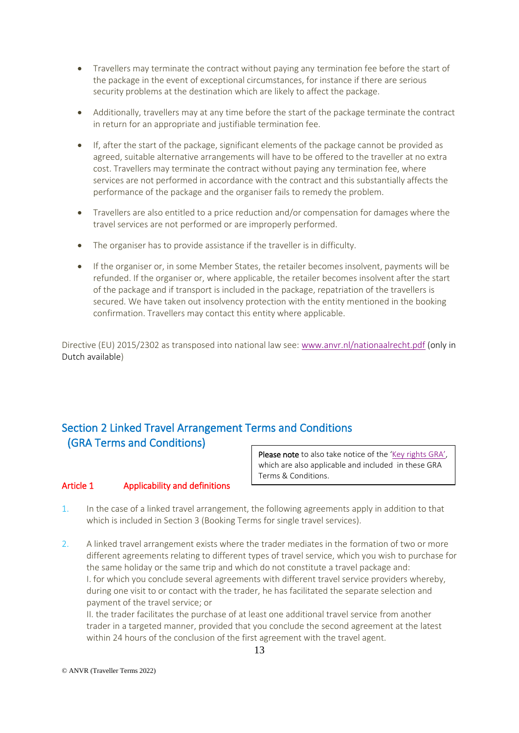- Travellers may terminate the contract without paying any termination fee before the start of the package in the event of exceptional circumstances, for instance if there are serious security problems at the destination which are likely to affect the package.

- Additionally, travellers may at any time before the start of the package terminate the contract in return for an appropriate and justifiable termination fee.

- If, after the start of the package, significant elements of the package cannot be provided as agreed, suitable alternative arrangements will have to be offered to the traveller at no extra cost. Travellers may terminate the contract without paying any termination fee, where services are not performed in accordance with the contract and this substantially affects the performance of the package and the organiser fails to remedy the problem.

- Travellers are also entitled to a price reduction and/or compensation for damages where the travel services are not performed or are improperly performed.

- The organiser has to provide assistance if the traveller is in difficulty.

- If the organiser or, in some Member States, the retailer becomes insolvent, payments will be refunded. If the organiser or, where applicable, the retailer becomes insolvent after the start of the package and if transport is included in the package, repatriation of the travellers is secured. We have taken out insolvency protection with the entity mentioned in the booking confirmation. Travellers may contact this entity where applicable.

Directive (EU) 2015/2302 as transposed into national law see: [www.anvr.nl/nationaalrecht.pdf](www.anvr.nl/nationaalrecht.pdf) (only in Dutch available)

## Section 2 Linked Travel Arrangement Terms and Conditions (GRA Terms and Conditions)

> **Please note** to also take notice of the '[Key rights GRA](#)', which are also applicable and included in these GRA Terms & Conditions.

### Article 1 Applicability and definitions

1. In the case of a linked travel arrangement, the following agreements apply in addition to that which is included in Section 3 (Booking Terms for single travel services).

2. A linked travel arrangement exists where the trader mediates in the formation of two or more different agreements relating to different types of travel service, which you wish to purchase for the same holiday or the same trip and which do not constitute a travel package and:
   I. for which you conclude several agreements with different travel service providers whereby, during one visit to or contact with the trader, he has facilitated the separate selection and payment of the travel service; or
   II. the trader facilitates the purchase of at least one additional travel service from another trader in a targeted manner, provided that you conclude the second agreement at the latest within 24 hours of the conclusion of the first agreement with the travel agent.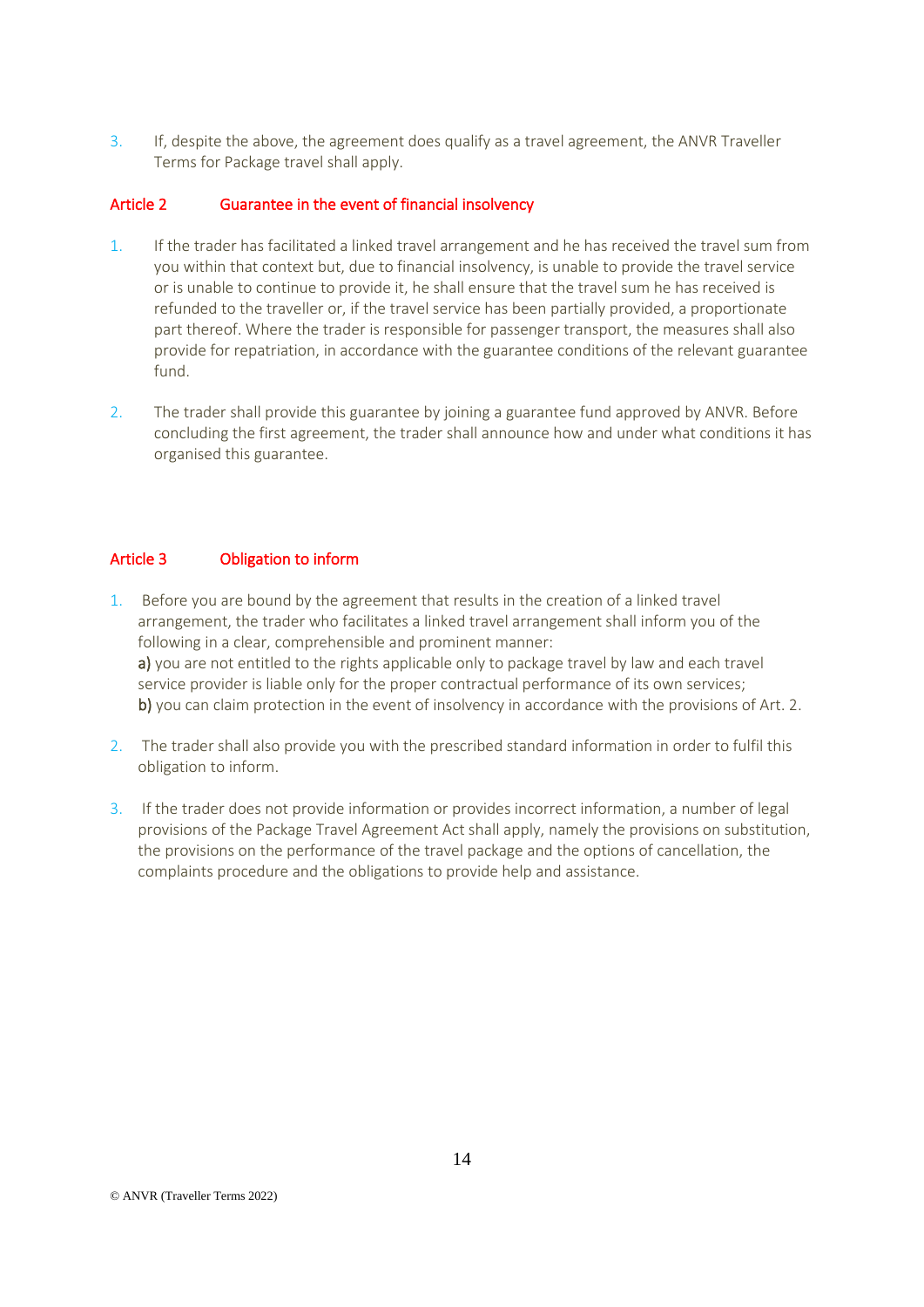3. If, despite the above, the agreement does qualify as a travel agreement, the ANVR Traveller Terms for Package travel shall apply.

## Article 2 Guarantee in the event of financial insolvency

1. If the trader has facilitated a linked travel arrangement and he has received the travel sum from you within that context but, due to financial insolvency, is unable to provide the travel service or is unable to continue to provide it, he shall ensure that the travel sum he has received is refunded to the traveller or, if the travel service has been partially provided, a proportionate part thereof. Where the trader is responsible for passenger transport, the measures shall also provide for repatriation, in accordance with the guarantee conditions of the relevant guarantee fund.

2. The trader shall provide this guarantee by joining a guarantee fund approved by ANVR. Before concluding the first agreement, the trader shall announce how and under what conditions it has organised this guarantee.

## Article 3 Obligation to inform

1. Before you are bound by the agreement that results in the creation of a linked travel arrangement, the trader who facilitates a linked travel arrangement shall inform you of the following in a clear, comprehensible and prominent manner:
   **a)** you are not entitled to the rights applicable only to package travel by law and each travel service provider is liable only for the proper contractual performance of its own services;
   **b)** you can claim protection in the event of insolvency in accordance with the provisions of Art. 2.

2. The trader shall also provide you with the prescribed standard information in order to fulfil this obligation to inform.

3. If the trader does not provide information or provides incorrect information, a number of legal provisions of the Package Travel Agreement Act shall apply, namely the provisions on substitution, the provisions on the performance of the travel package and the options of cancellation, the complaints procedure and the obligations to provide help and assistance.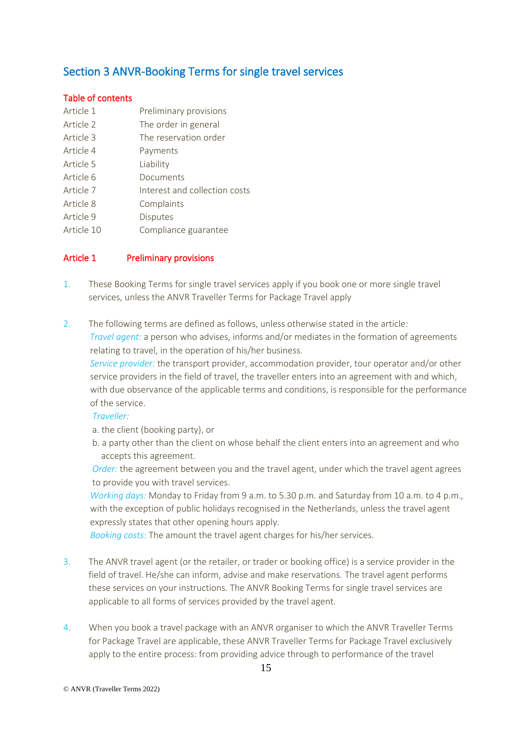## Section 3 ANVR-Booking Terms for single travel services

### Table of contents

| | |
|---|---|
| Article 1 | Preliminary provisions |
| Article 2 | The order in general |
| Article 3 | The reservation order |
| Article 4 | Payments |
| Article 5 | Liability |
| Article 6 | Documents |
| Article 7 | Interest and collection costs |
| Article 8 | Complaints |
| Article 9 | Disputes |
| Article 10 | Compliance guarantee |

### Article 1 Preliminary provisions

1. These Booking Terms for single travel services apply if you book one or more single travel services, unless the ANVR Traveller Terms for Package Travel apply

2. The following terms are defined as follows, unless otherwise stated in the article:
   *Travel agent:* a person who advises, informs and/or mediates in the formation of agreements relating to travel, in the operation of his/her business.
   *Service provider:* the transport provider, accommodation provider, tour operator and/or other service providers in the field of travel, the traveller enters into an agreement with and which, with due observance of the applicable terms and conditions, is responsible for the performance of the service.
   *Traveller:*
   a. the client (booking party), or
   b. a party other than the client on whose behalf the client enters into an agreement and who accepts this agreement.
   *Order:* the agreement between you and the travel agent, under which the travel agent agrees to provide you with travel services.
   *Working days:* Monday to Friday from 9 a.m. to 5.30 p.m. and Saturday from 10 a.m. to 4 p.m., with the exception of public holidays recognised in the Netherlands, unless the travel agent expressly states that other opening hours apply.
   *Booking costs:* The amount the travel agent charges for his/her services.

3. The ANVR travel agent (or the retailer, or trader or booking office) is a service provider in the field of travel. He/she can inform, advise and make reservations. The travel agent performs these services on your instructions. The ANVR Booking Terms for single travel services are applicable to all forms of services provided by the travel agent.

4. When you book a travel package with an ANVR organiser to which the ANVR Traveller Terms for Package Travel are applicable, these ANVR Traveller Terms for Package Travel exclusively apply to the entire process: from providing advice through to performance of the travel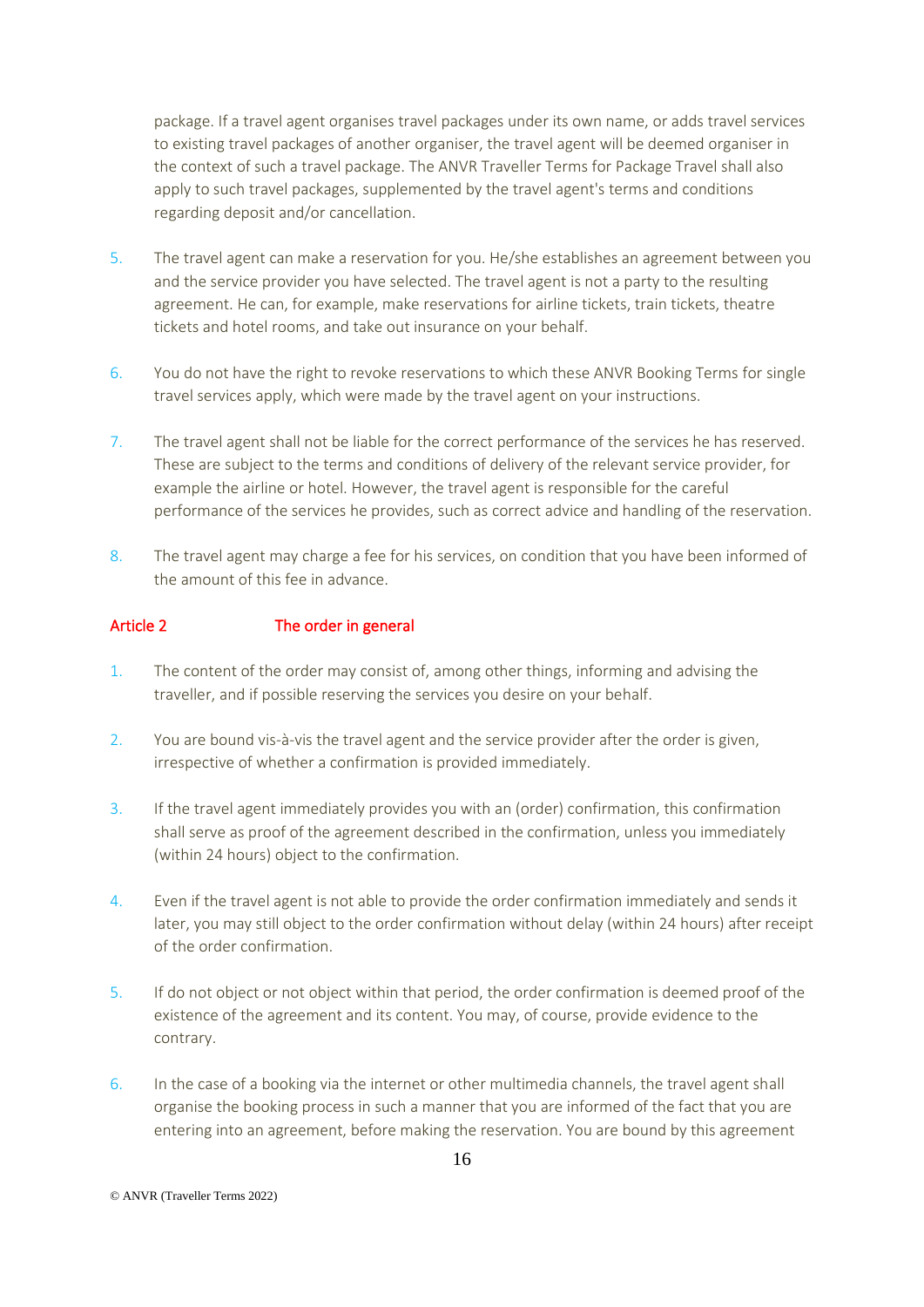package. If a travel agent organises travel packages under its own name, or adds travel services to existing travel packages of another organiser, the travel agent will be deemed organiser in the context of such a travel package. The ANVR Traveller Terms for Package Travel shall also apply to such travel packages, supplemented by the travel agent's terms and conditions regarding deposit and/or cancellation.

5. The travel agent can make a reservation for you. He/she establishes an agreement between you and the service provider you have selected. The travel agent is not a party to the resulting agreement. He can, for example, make reservations for airline tickets, train tickets, theatre tickets and hotel rooms, and take out insurance on your behalf.

6. You do not have the right to revoke reservations to which these ANVR Booking Terms for single travel services apply, which were made by the travel agent on your instructions.

7. The travel agent shall not be liable for the correct performance of the services he has reserved. These are subject to the terms and conditions of delivery of the relevant service provider, for example the airline or hotel. However, the travel agent is responsible for the careful performance of the services he provides, such as correct advice and handling of the reservation.

8. The travel agent may charge a fee for his services, on condition that you have been informed of the amount of this fee in advance.

## Article 2 The order in general

1. The content of the order may consist of, among other things, informing and advising the traveller, and if possible reserving the services you desire on your behalf.

2. You are bound vis-à-vis the travel agent and the service provider after the order is given, irrespective of whether a confirmation is provided immediately.

3. If the travel agent immediately provides you with an (order) confirmation, this confirmation shall serve as proof of the agreement described in the confirmation, unless you immediately (within 24 hours) object to the confirmation.

4. Even if the travel agent is not able to provide the order confirmation immediately and sends it later, you may still object to the order confirmation without delay (within 24 hours) after receipt of the order confirmation.

5. If do not object or not object within that period, the order confirmation is deemed proof of the existence of the agreement and its content. You may, of course, provide evidence to the contrary.

6. In the case of a booking via the internet or other multimedia channels, the travel agent shall organise the booking process in such a manner that you are informed of the fact that you are entering into an agreement, before making the reservation. You are bound by this agreement

© ANVR (Traveller Terms 2022)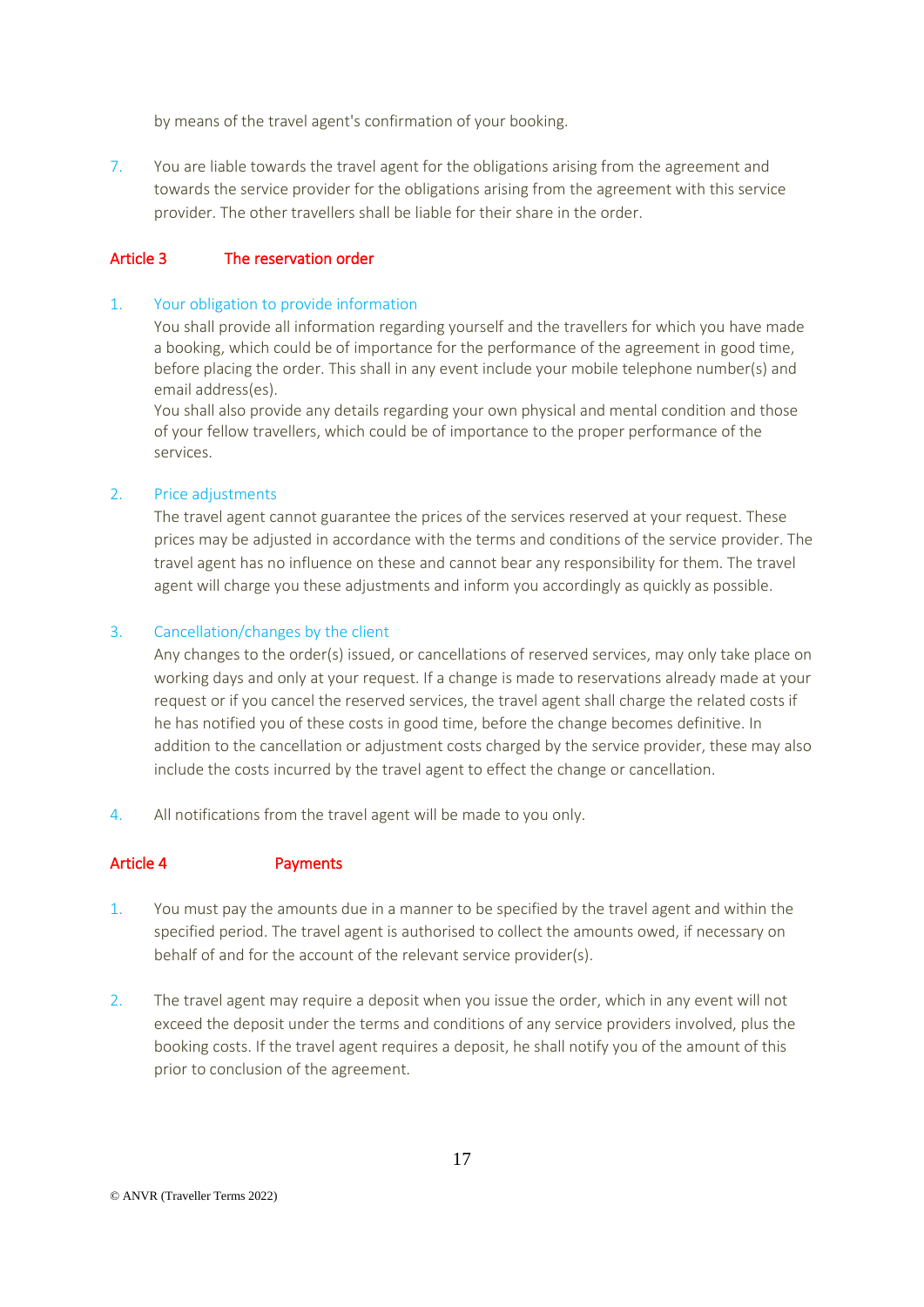by means of the travel agent's confirmation of your booking.

7. You are liable towards the travel agent for the obligations arising from the agreement and towards the service provider for the obligations arising from the agreement with this service provider. The other travellers shall be liable for their share in the order.

## Article 3 The reservation order

1. Your obligation to provide information
   You shall provide all information regarding yourself and the travellers for which you have made a booking, which could be of importance for the performance of the agreement in good time, before placing the order. This shall in any event include your mobile telephone number(s) and email address(es).
   You shall also provide any details regarding your own physical and mental condition and those of your fellow travellers, which could be of importance to the proper performance of the services.

2. Price adjustments
   The travel agent cannot guarantee the prices of the services reserved at your request. These prices may be adjusted in accordance with the terms and conditions of the service provider. The travel agent has no influence on these and cannot bear any responsibility for them. The travel agent will charge you these adjustments and inform you accordingly as quickly as possible.

3. Cancellation/changes by the client
   Any changes to the order(s) issued, or cancellations of reserved services, may only take place on working days and only at your request. If a change is made to reservations already made at your request or if you cancel the reserved services, the travel agent shall charge the related costs if he has notified you of these costs in good time, before the change becomes definitive. In addition to the cancellation or adjustment costs charged by the service provider, these may also include the costs incurred by the travel agent to effect the change or cancellation.

4. All notifications from the travel agent will be made to you only.

## Article 4 Payments

1. You must pay the amounts due in a manner to be specified by the travel agent and within the specified period. The travel agent is authorised to collect the amounts owed, if necessary on behalf of and for the account of the relevant service provider(s).

2. The travel agent may require a deposit when you issue the order, which in any event will not exceed the deposit under the terms and conditions of any service providers involved, plus the booking costs. If the travel agent requires a deposit, he shall notify you of the amount of this prior to conclusion of the agreement.

© ANVR (Traveller Terms 2022)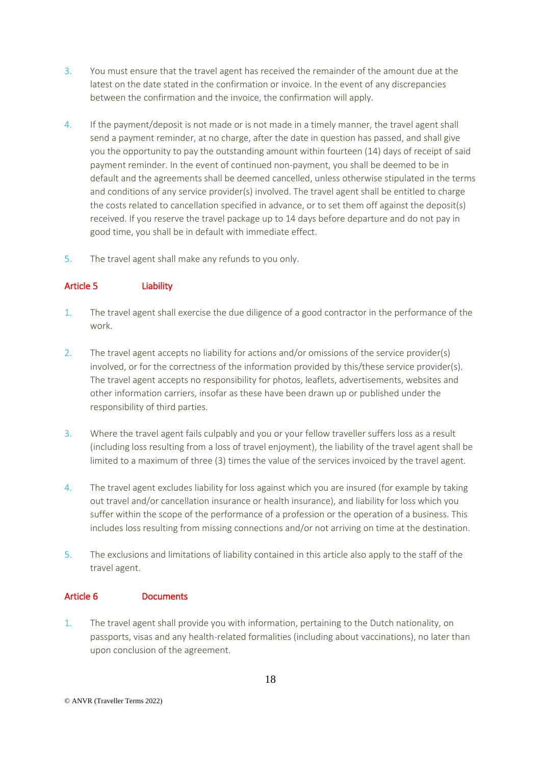3. You must ensure that the travel agent has received the remainder of the amount due at the latest on the date stated in the confirmation or invoice. In the event of any discrepancies between the confirmation and the invoice, the confirmation will apply.

4. If the payment/deposit is not made or is not made in a timely manner, the travel agent shall send a payment reminder, at no charge, after the date in question has passed, and shall give you the opportunity to pay the outstanding amount within fourteen (14) days of receipt of said payment reminder. In the event of continued non-payment, you shall be deemed to be in default and the agreements shall be deemed cancelled, unless otherwise stipulated in the terms and conditions of any service provider(s) involved. The travel agent shall be entitled to charge the costs related to cancellation specified in advance, or to set them off against the deposit(s) received. If you reserve the travel package up to 14 days before departure and do not pay in good time, you shall be in default with immediate effect.

5. The travel agent shall make any refunds to you only.

## Article 5 Liability

1. The travel agent shall exercise the due diligence of a good contractor in the performance of the work.

2. The travel agent accepts no liability for actions and/or omissions of the service provider(s) involved, or for the correctness of the information provided by this/these service provider(s). The travel agent accepts no responsibility for photos, leaflets, advertisements, websites and other information carriers, insofar as these have been drawn up or published under the responsibility of third parties.

3. Where the travel agent fails culpably and you or your fellow traveller suffers loss as a result (including loss resulting from a loss of travel enjoyment), the liability of the travel agent shall be limited to a maximum of three (3) times the value of the services invoiced by the travel agent.

4. The travel agent excludes liability for loss against which you are insured (for example by taking out travel and/or cancellation insurance or health insurance), and liability for loss which you suffer within the scope of the performance of a profession or the operation of a business. This includes loss resulting from missing connections and/or not arriving on time at the destination.

5. The exclusions and limitations of liability contained in this article also apply to the staff of the travel agent.

## Article 6 Documents

1. The travel agent shall provide you with information, pertaining to the Dutch nationality, on passports, visas and any health-related formalities (including about vaccinations), no later than upon conclusion of the agreement.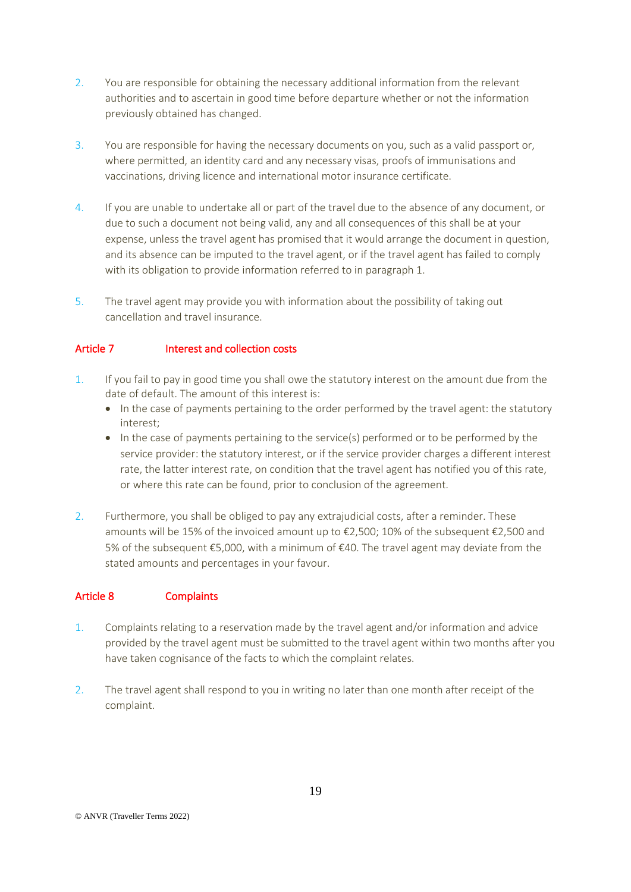2. You are responsible for obtaining the necessary additional information from the relevant authorities and to ascertain in good time before departure whether or not the information previously obtained has changed.

3. You are responsible for having the necessary documents on you, such as a valid passport or, where permitted, an identity card and any necessary visas, proofs of immunisations and vaccinations, driving licence and international motor insurance certificate.

4. If you are unable to undertake all or part of the travel due to the absence of any document, or due to such a document not being valid, any and all consequences of this shall be at your expense, unless the travel agent has promised that it would arrange the document in question, and its absence can be imputed to the travel agent, or if the travel agent has failed to comply with its obligation to provide information referred to in paragraph 1.

5. The travel agent may provide you with information about the possibility of taking out cancellation and travel insurance.

## Article 7 Interest and collection costs

1. If you fail to pay in good time you shall owe the statutory interest on the amount due from the date of default. The amount of this interest is:
   - In the case of payments pertaining to the order performed by the travel agent: the statutory interest;
   - In the case of payments pertaining to the service(s) performed or to be performed by the service provider: the statutory interest, or if the service provider charges a different interest rate, the latter interest rate, on condition that the travel agent has notified you of this rate, or where this rate can be found, prior to conclusion of the agreement.

2. Furthermore, you shall be obliged to pay any extrajudicial costs, after a reminder. These amounts will be 15% of the invoiced amount up to €2,500; 10% of the subsequent €2,500 and 5% of the subsequent €5,000, with a minimum of €40. The travel agent may deviate from the stated amounts and percentages in your favour.

## Article 8 Complaints

1. Complaints relating to a reservation made by the travel agent and/or information and advice provided by the travel agent must be submitted to the travel agent within two months after you have taken cognisance of the facts to which the complaint relates.

2. The travel agent shall respond to you in writing no later than one month after receipt of the complaint.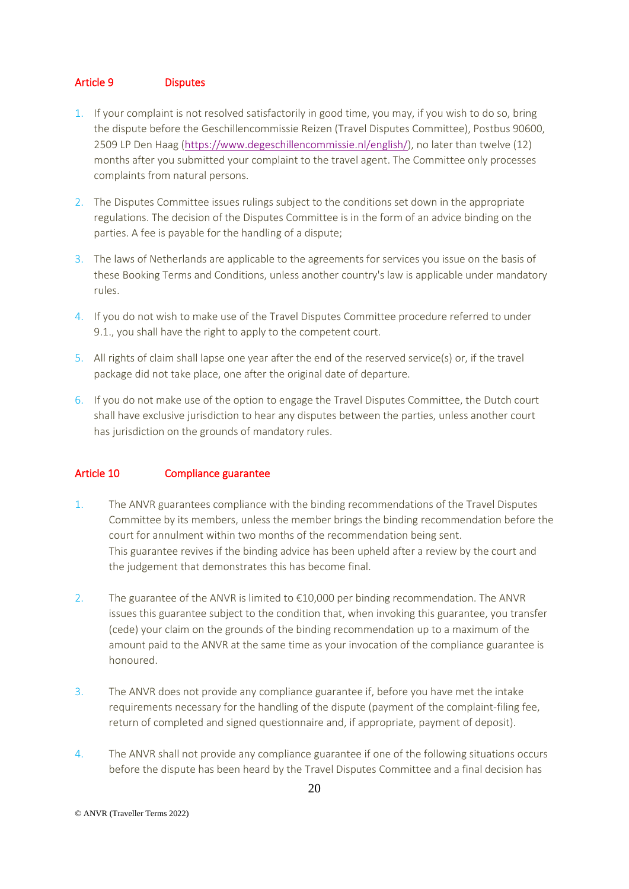## Article 9 Disputes

1. If your complaint is not resolved satisfactorily in good time, you may, if you wish to do so, bring the dispute before the Geschillencommissie Reizen (Travel Disputes Committee), Postbus 90600, 2509 LP Den Haag (https://www.degeschillencommissie.nl/english/), no later than twelve (12) months after you submitted your complaint to the travel agent. The Committee only processes complaints from natural persons.
2. The Disputes Committee issues rulings subject to the conditions set down in the appropriate regulations. The decision of the Disputes Committee is in the form of an advice binding on the parties. A fee is payable for the handling of a dispute;
3. The laws of Netherlands are applicable to the agreements for services you issue on the basis of these Booking Terms and Conditions, unless another country's law is applicable under mandatory rules.
4. If you do not wish to make use of the Travel Disputes Committee procedure referred to under 9.1., you shall have the right to apply to the competent court.
5. All rights of claim shall lapse one year after the end of the reserved service(s) or, if the travel package did not take place, one after the original date of departure.
6. If you do not make use of the option to engage the Travel Disputes Committee, the Dutch court shall have exclusive jurisdiction to hear any disputes between the parties, unless another court has jurisdiction on the grounds of mandatory rules.

## Article 10 Compliance guarantee

1. The ANVR guarantees compliance with the binding recommendations of the Travel Disputes Committee by its members, unless the member brings the binding recommendation before the court for annulment within two months of the recommendation being sent.
   This guarantee revives if the binding advice has been upheld after a review by the court and the judgement that demonstrates this has become final.
2. The guarantee of the ANVR is limited to €10,000 per binding recommendation. The ANVR issues this guarantee subject to the condition that, when invoking this guarantee, you transfer (cede) your claim on the grounds of the binding recommendation up to a maximum of the amount paid to the ANVR at the same time as your invocation of the compliance guarantee is honoured.
3. The ANVR does not provide any compliance guarantee if, before you have met the intake requirements necessary for the handling of the dispute (payment of the complaint-filing fee, return of completed and signed questionnaire and, if appropriate, payment of deposit).
4. The ANVR shall not provide any compliance guarantee if one of the following situations occurs before the dispute has been heard by the Travel Disputes Committee and a final decision has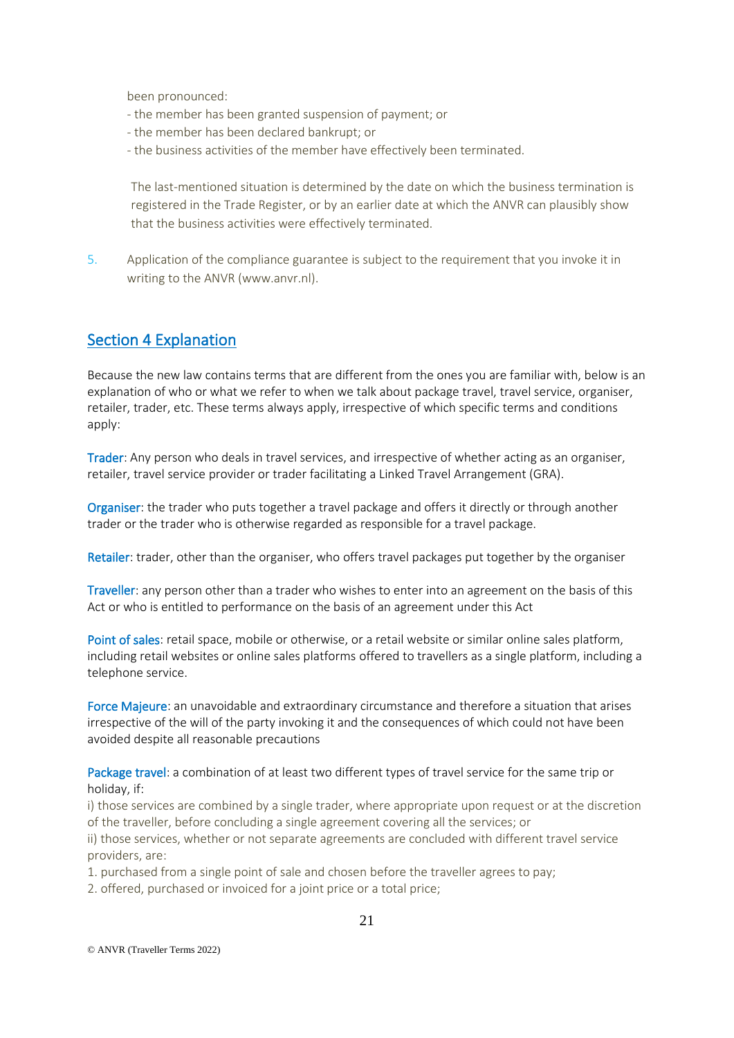been pronounced:

- the member has been granted suspension of payment; or
- the member has been declared bankrupt; or
- the business activities of the member have effectively been terminated.

The last-mentioned situation is determined by the date on which the business termination is registered in the Trade Register, or by an earlier date at which the ANVR can plausibly show that the business activities were effectively terminated.

5. Application of the compliance guarantee is subject to the requirement that you invoke it in writing to the ANVR (www.anvr.nl).

## Section 4 Explanation

Because the new law contains terms that are different from the ones you are familiar with, below is an explanation of who or what we refer to when we talk about package travel, travel service, organiser, retailer, trader, etc. These terms always apply, irrespective of which specific terms and conditions apply:

Trader: Any person who deals in travel services, and irrespective of whether acting as an organiser, retailer, travel service provider or trader facilitating a Linked Travel Arrangement (GRA).

Organiser: the trader who puts together a travel package and offers it directly or through another trader or the trader who is otherwise regarded as responsible for a travel package.

Retailer: trader, other than the organiser, who offers travel packages put together by the organiser

Traveller: any person other than a trader who wishes to enter into an agreement on the basis of this Act or who is entitled to performance on the basis of an agreement under this Act

Point of sales: retail space, mobile or otherwise, or a retail website or similar online sales platform, including retail websites or online sales platforms offered to travellers as a single platform, including a telephone service.

Force Majeure: an unavoidable and extraordinary circumstance and therefore a situation that arises irrespective of the will of the party invoking it and the consequences of which could not have been avoided despite all reasonable precautions

Package travel: a combination of at least two different types of travel service for the same trip or holiday, if:

i) those services are combined by a single trader, where appropriate upon request or at the discretion of the traveller, before concluding a single agreement covering all the services; or

ii) those services, whether or not separate agreements are concluded with different travel service providers, are:

1. purchased from a single point of sale and chosen before the traveller agrees to pay;
2. offered, purchased or invoiced for a joint price or a total price;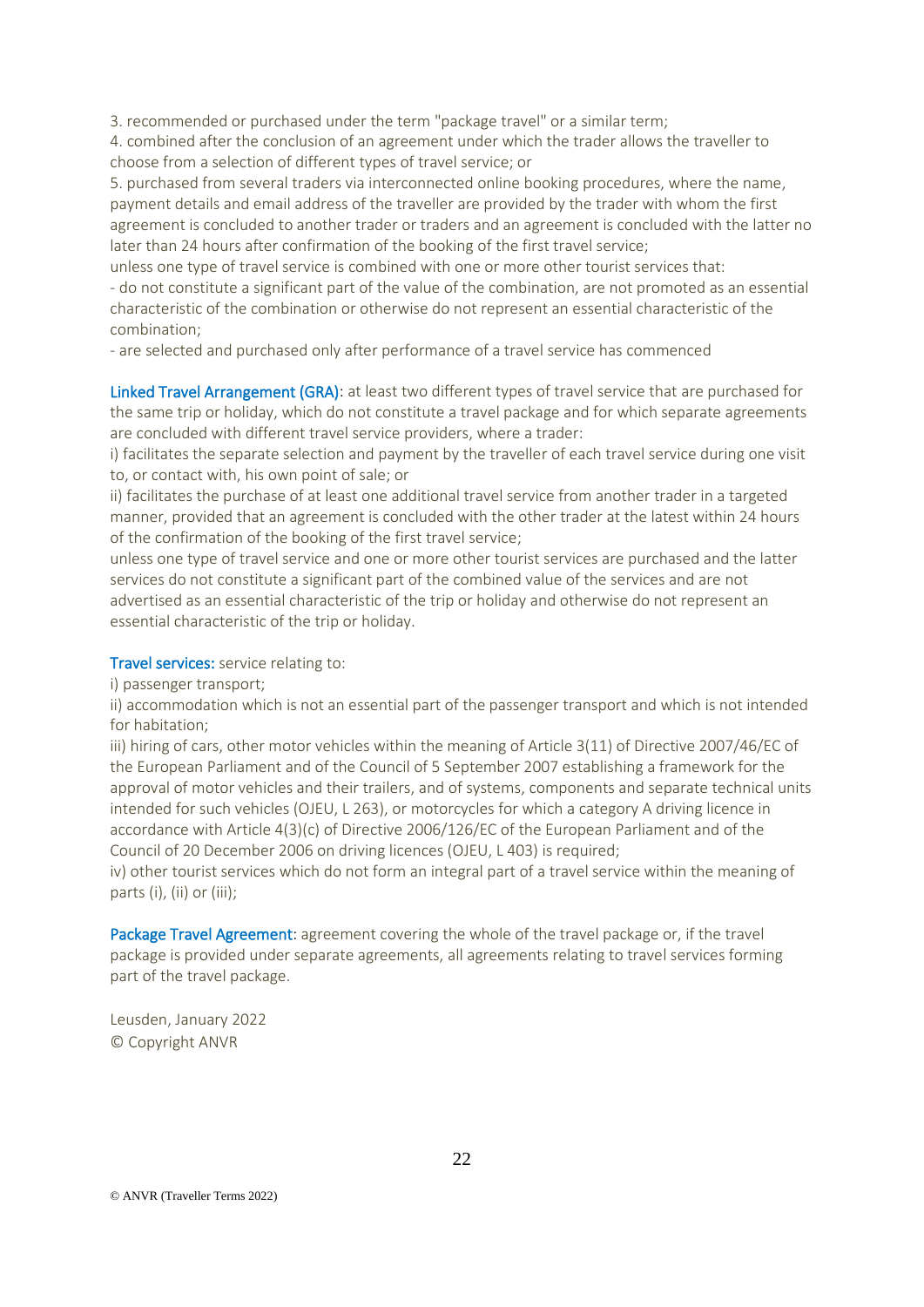3. recommended or purchased under the term "package travel" or a similar term;
4. combined after the conclusion of an agreement under which the trader allows the traveller to choose from a selection of different types of travel service; or
5. purchased from several traders via interconnected online booking procedures, where the name, payment details and email address of the traveller are provided by the trader with whom the first agreement is concluded to another trader or traders and an agreement is concluded with the latter no later than 24 hours after confirmation of the booking of the first travel service;
unless one type of travel service is combined with one or more other tourist services that:
- do not constitute a significant part of the value of the combination, are not promoted as an essential characteristic of the combination or otherwise do not represent an essential characteristic of the combination;
- are selected and purchased only after performance of a travel service has commenced

**Linked Travel Arrangement (GRA):** at least two different types of travel service that are purchased for the same trip or holiday, which do not constitute a travel package and for which separate agreements are concluded with different travel service providers, where a trader:
i) facilitates the separate selection and payment by the traveller of each travel service during one visit to, or contact with, his own point of sale; or
ii) facilitates the purchase of at least one additional travel service from another trader in a targeted manner, provided that an agreement is concluded with the other trader at the latest within 24 hours of the confirmation of the booking of the first travel service;
unless one type of travel service and one or more other tourist services are purchased and the latter services do not constitute a significant part of the combined value of the services and are not advertised as an essential characteristic of the trip or holiday and otherwise do not represent an essential characteristic of the trip or holiday.

**Travel services:** service relating to:
i) passenger transport;
ii) accommodation which is not an essential part of the passenger transport and which is not intended for habitation;
iii) hiring of cars, other motor vehicles within the meaning of Article 3(11) of Directive 2007/46/EC of the European Parliament and of the Council of 5 September 2007 establishing a framework for the approval of motor vehicles and their trailers, and of systems, components and separate technical units intended for such vehicles (OJEU, L 263), or motorcycles for which a category A driving licence in accordance with Article 4(3)(c) of Directive 2006/126/EC of the European Parliament and of the Council of 20 December 2006 on driving licences (OJEU, L 403) is required;
iv) other tourist services which do not form an integral part of a travel service within the meaning of parts (i), (ii) or (iii);

**Package Travel Agreement:** agreement covering the whole of the travel package or, if the travel package is provided under separate agreements, all agreements relating to travel services forming part of the travel package.

Leusden, January 2022
© Copyright ANVR